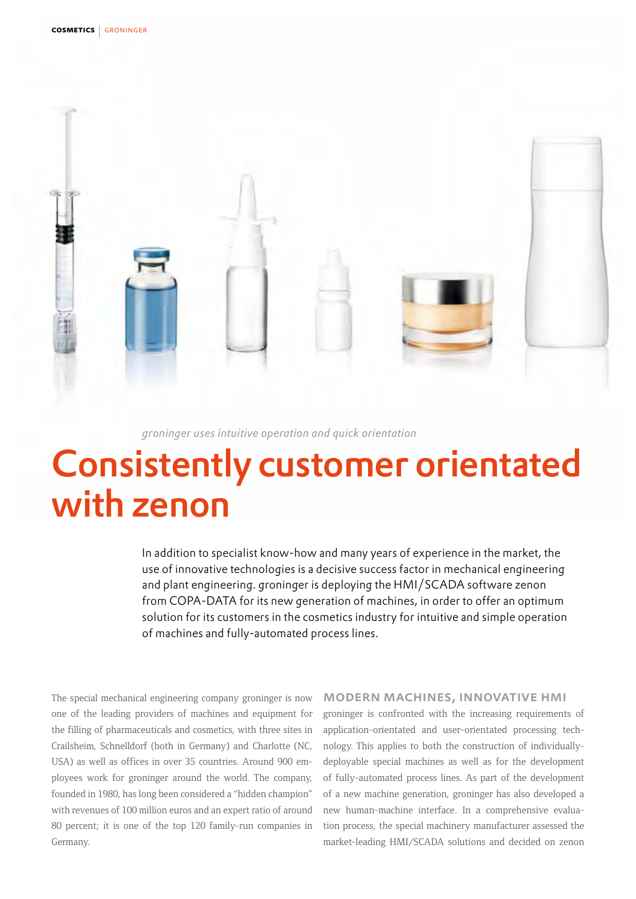*groninger uses intuitive operation and quick orientation*

# Consistently customer orientated with zenon

In addition to specialist know-how and many years of experience in the market, the use of innovative technologies is a decisive success factor in mechanical engineering and plant engineering. groninger is deploying the HMI/SCADA software zenon from COPA-DATA for its new generation of machines, in order to offer an optimum solution for its customers in the cosmetics industry for intuitive and simple operation of machines and fully-automated process lines.

The special mechanical engineering company groninger is now one of the leading providers of machines and equipment for the filling of pharmaceuticals and cosmetics, with three sites in Crailsheim, Schnelldorf (both in Germany) and Charlotte (NC, USA) as well as offices in over 35 countries. Around 900 employees work for groninger around the world. The company, founded in 1980, has long been considered a "hidden champion" with revenues of 100 million euros and an expert ratio of around 80 percent; it is one of the top 120 family-run companies in Germany.

## MODERN MACHINES, INNOVATIVE HMI

groninger is confronted with the increasing requirements of application-orientated and user-orientated processing technology. This applies to both the construction of individually-deployable special machines as well as for the development of fully-automated process lines. As part of the development of a new machine generation, groninger has also developed a new human-machine interface. In a comprehensive evaluation process, the special machinery manufacturer assessed the market-leading HMI/SCADA solutions and decided on zenon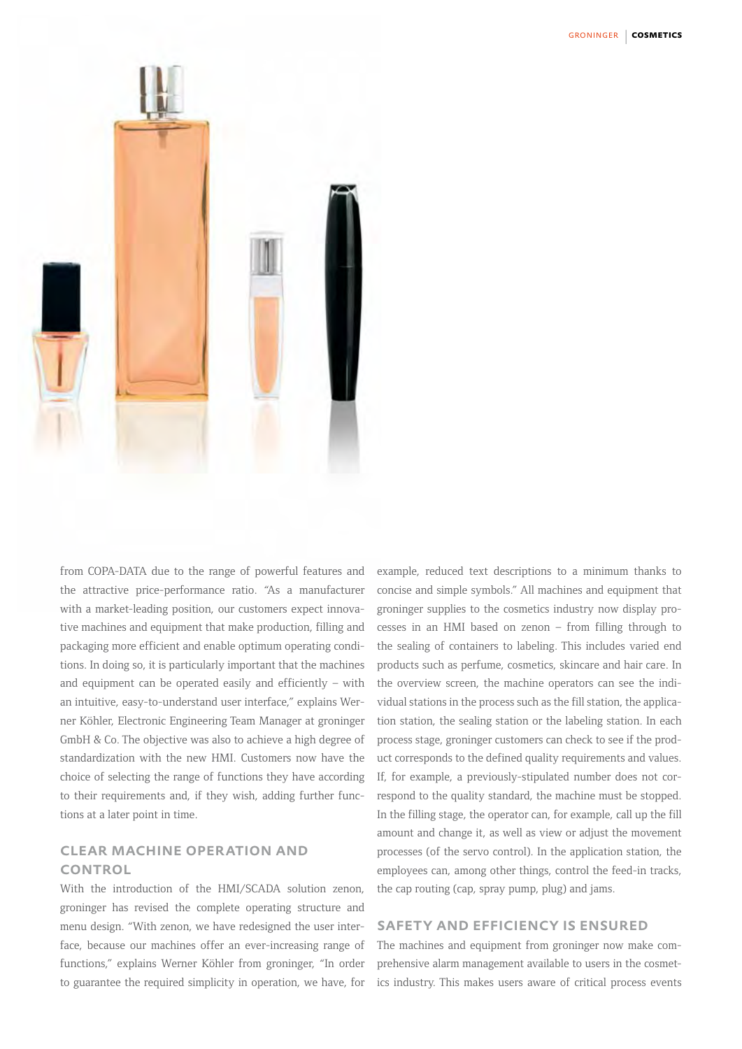from COPA-DATA due to the range of powerful features and the attractive price-performance ratio. "As a manufacturer with a market-leading position, our customers expect innovative machines and equipment that make production, filling and packaging more efficient and enable optimum operating conditions. In doing so, it is particularly important that the machines and equipment can be operated easily and efficiently – with an intuitive, easy-to-understand user interface," explains Werner Köhler, Electronic Engineering Team Manager at groninger GmbH & Co. The objective was also to achieve a high degree of standardization with the new HMI. Customers now have the choice of selecting the range of functions they have according to their requirements and, if they wish, adding further functions at a later point in time.

## CLEAR MACHINE OPERATION AND CONTROL

With the introduction of the HMI/SCADA solution zenon, groninger has revised the complete operating structure and menu design. "With zenon, we have redesigned the user interface, because our machines offer an ever-increasing range of functions," explains Werner Köhler from groninger, "In order to guarantee the required simplicity in operation, we have, for example, reduced text descriptions to a minimum thanks to concise and simple symbols." All machines and equipment that groninger supplies to the cosmetics industry now display processes in an HMI based on zenon – from filling through to the sealing of containers to labeling. This includes varied end products such as perfume, cosmetics, skincare and hair care. In the overview screen, the machine operators can see the individual stations in the process such as the fill station, the application station, the sealing station or the labeling station. In each process stage, groninger customers can check to see if the product corresponds to the defined quality requirements and values. If, for example, a previously-stipulated number does not correspond to the quality standard, the machine must be stopped. In the filling stage, the operator can, for example, call up the fill amount and change it, as well as view or adjust the movement processes (of the servo control). In the application station, the employees can, among other things, control the feed-in tracks, the cap routing (cap, spray pump, plug) and jams.

## SAFETY AND EFFICIENCY IS ENSURED

The machines and equipment from groninger now make comprehensive alarm management available to users in the cosmetics industry. This makes users aware of critical process events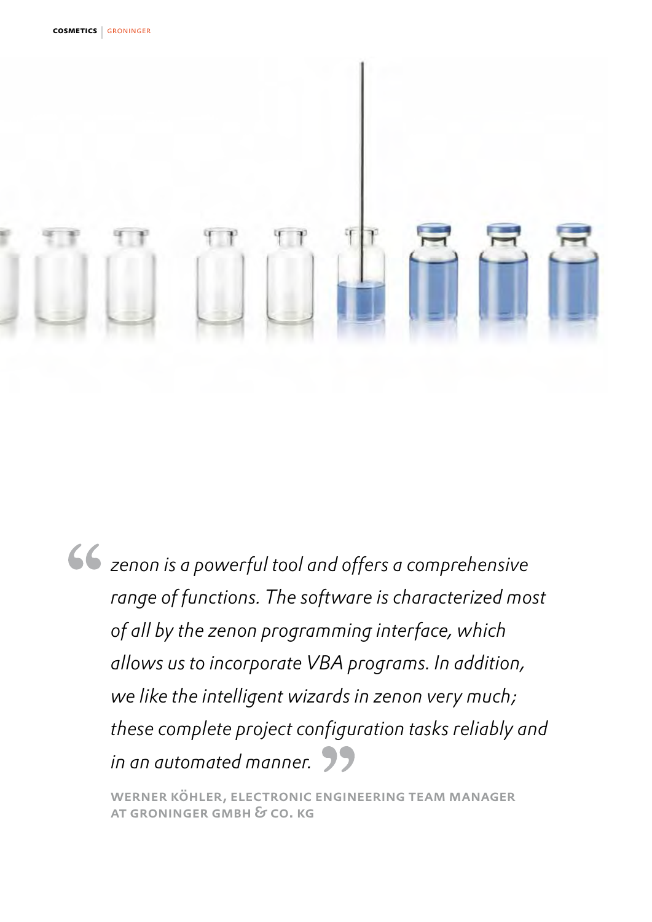> *zenon is a powerful tool and offers a comprehensive range of functions. The software is characterized most of all by the zenon programming interface, which allows us to incorporate VBA programs. In addition, we like the intelligent wizards in zenon very much; these complete project configuration tasks reliably and in an automated manner.*

**WERNER KÖHLER, ELECTRONIC ENGINEERING TEAM MANAGER AT GRONINGER GMBH & CO. KG**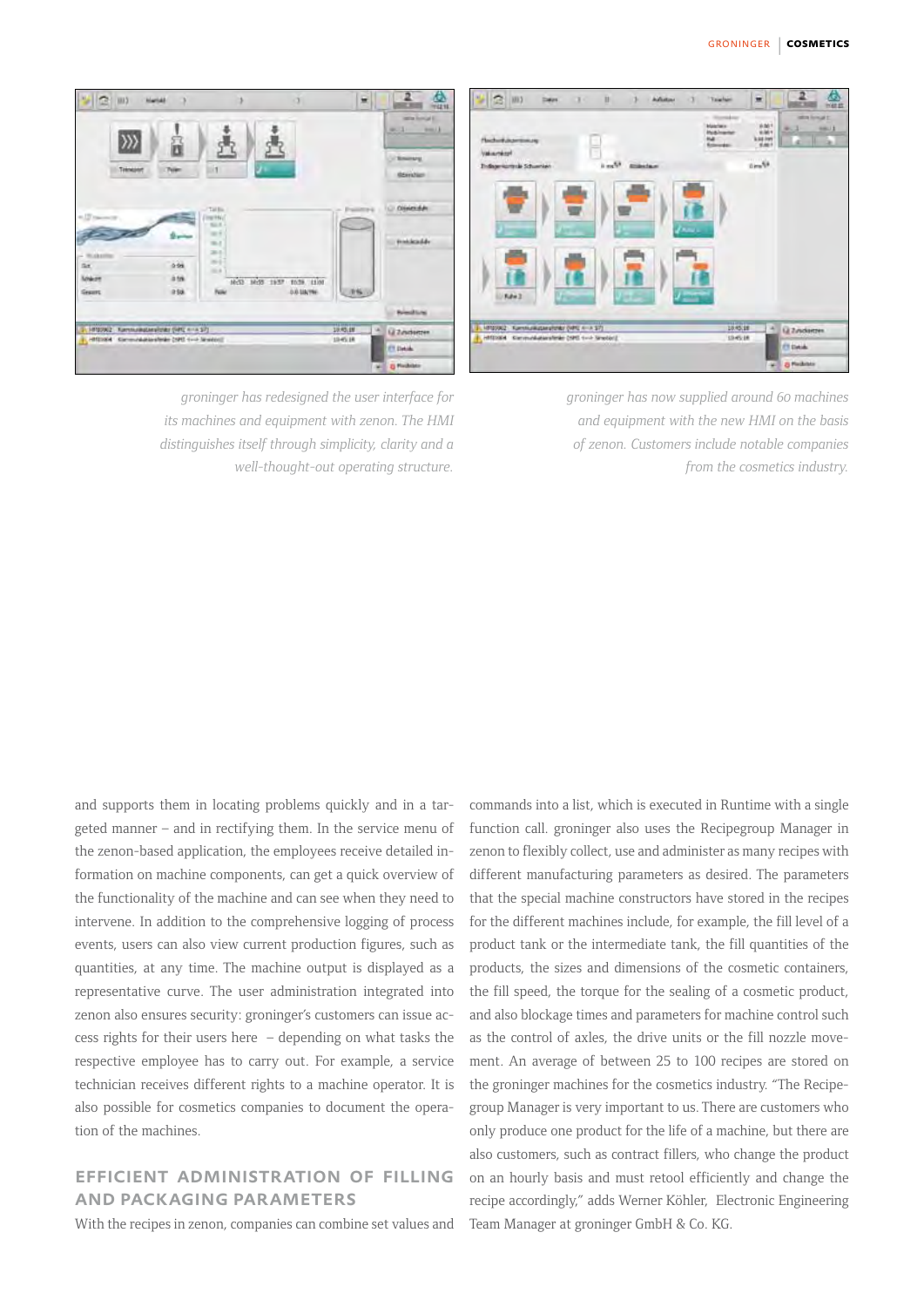groninger has redesigned the user interface for its machines and equipment with zenon. The HMI distinguishes itself through simplicity, clarity and a well-thought-out operating structure.

groninger has now supplied around 60 machines and equipment with the new HMI on the basis of zenon. Customers include notable companies from the cosmetics industry.

and supports them in locating problems quickly and in a targeted manner – and in rectifying them. In the service menu of the zenon-based application, the employees receive detailed information on machine components, can get a quick overview of the functionality of the machine and can see when they need to intervene. In addition to the comprehensive logging of process events, users can also view current production figures, such as quantities, at any time. The machine output is displayed as a representative curve. The user administration integrated into zenon also ensures security: groninger's customers can issue access rights for their users here – depending on what tasks the respective employee has to carry out. For example, a service technician receives different rights to a machine operator. It is also possible for cosmetics companies to document the operation of the machines.

## EFFICIENT ADMINISTRATION OF FILLING AND PACKAGING PARAMETERS

With the recipes in zenon, companies can combine set values and commands into a list, which is executed in Runtime with a single function call. groninger also uses the Recipegroup Manager in zenon to flexibly collect, use and administer as many recipes with different manufacturing parameters as desired. The parameters that the special machine constructors have stored in the recipes for the different machines include, for example, the fill level of a product tank or the intermediate tank, the fill quantities of the products, the sizes and dimensions of the cosmetic containers, the fill speed, the torque for the sealing of a cosmetic product, and also blockage times and parameters for machine control such as the control of axles, the drive units or the fill nozzle movement. An average of between 25 to 100 recipes are stored on the groninger machines for the cosmetics industry. "The Recipegroup Manager is very important to us. There are customers who only produce one product for the life of a machine, but there are also customers, such as contract fillers, who change the product on an hourly basis and must retool efficiently and change the recipe accordingly," adds Werner Köhler, Electronic Engineering Team Manager at groninger GmbH & Co. KG.